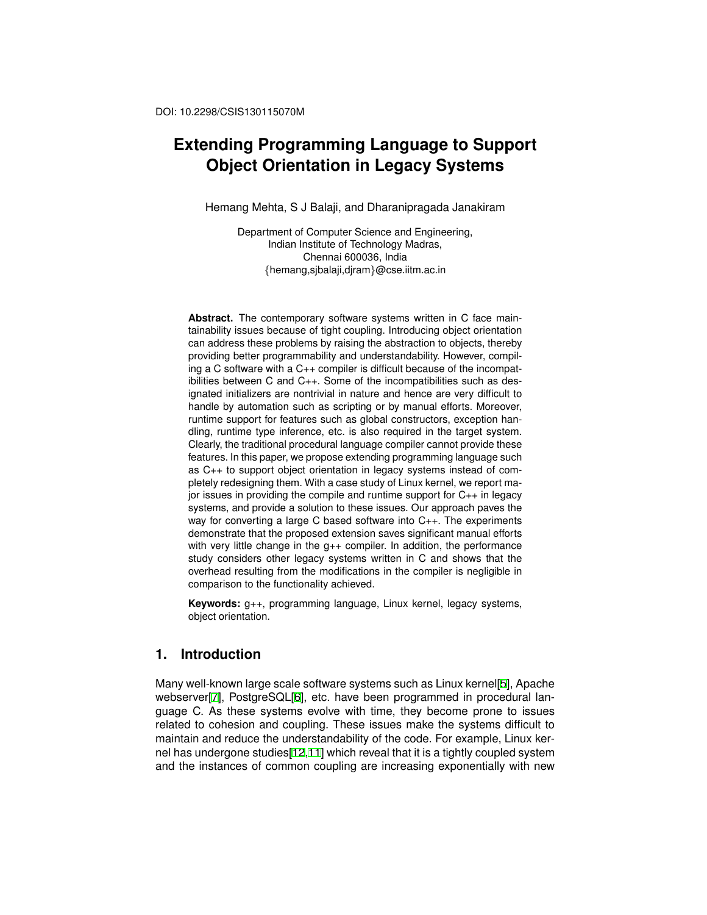DOI: 10.2298/CSIS130115070M

# Extending Programming Language to Support Object Orientation in Legacy Systems

Hemang Mehta, S J Balaji, and Dharanipragada Janakiram

Department of Computer Science and Engineering,
Indian Institute of Technology Madras,
Chennai 600036, India
{hemang,sjbalaji,djram}@cse.iitm.ac.in

**Abstract.** The contemporary software systems written in C face maintainability issues because of tight coupling. Introducing object orientation can address these problems by raising the abstraction to objects, thereby providing better programmability and understandability. However, compiling a C software with a C++ compiler is difficult because of the incompatibilities between C and C++. Some of the incompatibilities such as designated initializers are nontrivial in nature and hence are very difficult to handle by automation such as scripting or by manual efforts. Moreover, runtime support for features such as global constructors, exception handling, runtime type inference, etc. is also required in the target system. Clearly, the traditional procedural language compiler cannot provide these features. In this paper, we propose extending programming language such as C++ to support object orientation in legacy systems instead of completely redesigning them. With a case study of Linux kernel, we report major issues in providing the compile and runtime support for C++ in legacy systems, and provide a solution to these issues. Our approach paves the way for converting a large C based software into C++. The experiments demonstrate that the proposed extension saves significant manual efforts with very little change in the g++ compiler. In addition, the performance study considers other legacy systems written in C and shows that the overhead resulting from the modifications in the compiler is negligible in comparison to the functionality achieved.

**Keywords:** g++, programming language, Linux kernel, legacy systems, object orientation.

## 1. Introduction

Many well-known large scale software systems such as Linux kernel[5], Apache webserver[7], PostgreSQL[6], etc. have been programmed in procedural language C. As these systems evolve with time, they become prone to issues related to cohesion and coupling. These issues make the systems difficult to maintain and reduce the understandability of the code. For example, Linux kernel has undergone studies[12,11] which reveal that it is a tightly coupled system and the instances of common coupling are increasing exponentially with new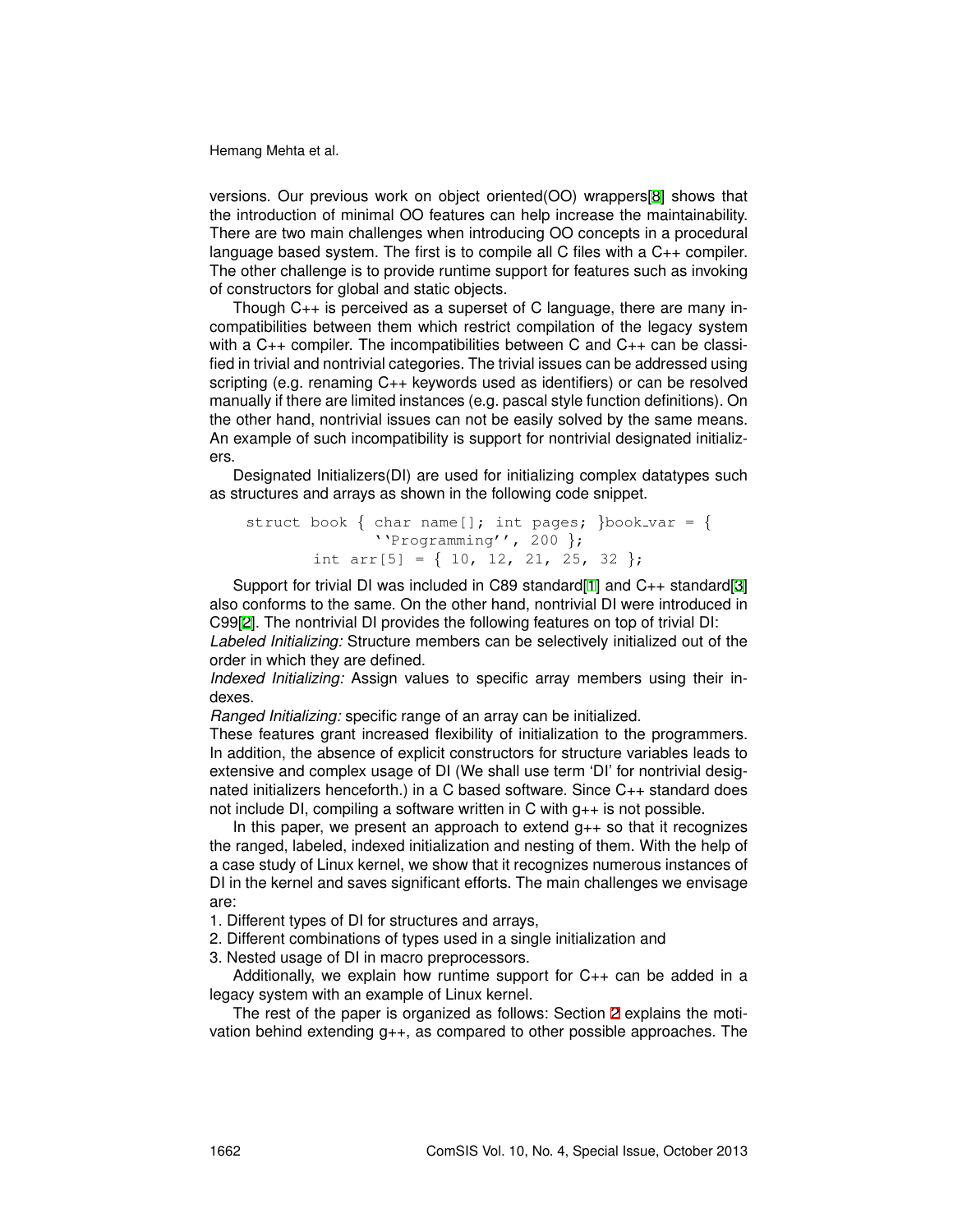versions. Our previous work on object oriented(OO) wrappers[8] shows that the introduction of minimal OO features can help increase the maintainability. There are two main challenges when introducing OO concepts in a procedural language based system. The first is to compile all C files with a C++ compiler. The other challenge is to provide runtime support for features such as invoking of constructors for global and static objects.

Though C++ is perceived as a superset of C language, there are many incompatibilities between them which restrict compilation of the legacy system with a C++ compiler. The incompatibilities between C and C++ can be classified in trivial and nontrivial categories. The trivial issues can be addressed using scripting (e.g. renaming C++ keywords used as identifiers) or can be resolved manually if there are limited instances (e.g. pascal style function definitions). On the other hand, nontrivial issues can not be easily solved by the same means. An example of such incompatibility is support for nontrivial designated initializers.

Designated Initializers(DI) are used for initializing complex datatypes such as structures and arrays as shown in the following code snippet.

```
struct book { char name[]; int pages; }book_var = {
          ``Programming'', 200 };
     int arr[5] = { 10, 12, 21, 25, 32 };
```

Support for trivial DI was included in C89 standard[1] and C++ standard[3] also conforms to the same. On the other hand, nontrivial DI were introduced in C99[2]. The nontrivial DI provides the following features on top of trivial DI:
*Labeled Initializing:* Structure members can be selectively initialized out of the order in which they are defined.
*Indexed Initializing:* Assign values to specific array members using their indexes.
*Ranged Initializing:* specific range of an array can be initialized.
These features grant increased flexibility of initialization to the programmers. In addition, the absence of explicit constructors for structure variables leads to extensive and complex usage of DI (We shall use term 'DI' for nontrivial designated initializers henceforth.) in a C based software. Since C++ standard does not include DI, compiling a software written in C with g++ is not possible.

In this paper, we present an approach to extend g++ so that it recognizes the ranged, labeled, indexed initialization and nesting of them. With the help of a case study of Linux kernel, we show that it recognizes numerous instances of DI in the kernel and saves significant efforts. The main challenges we envisage are:
1. Different types of DI for structures and arrays,
2. Different combinations of types used in a single initialization and
3. Nested usage of DI in macro preprocessors.

Additionally, we explain how runtime support for C++ can be added in a legacy system with an example of Linux kernel.

The rest of the paper is organized as follows: Section 2 explains the motivation behind extending g++, as compared to other possible approaches. The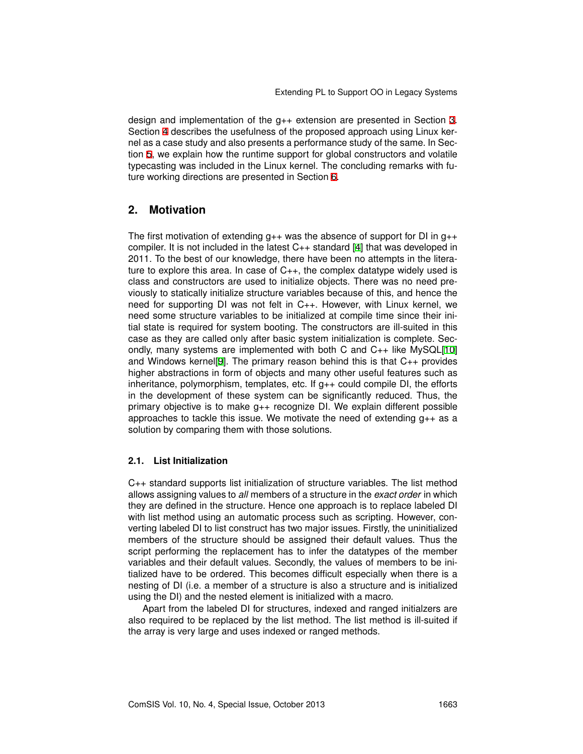design and implementation of the g++ extension are presented in Section 3. Section 4 describes the usefulness of the proposed approach using Linux kernel as a case study and also presents a performance study of the same. In Section 5, we explain how the runtime support for global constructors and volatile typecasting was included in the Linux kernel. The concluding remarks with future working directions are presented in Section 6.

## 2. Motivation

The first motivation of extending g++ was the absence of support for DI in g++ compiler. It is not included in the latest C++ standard [4] that was developed in 2011. To the best of our knowledge, there have been no attempts in the literature to explore this area. In case of C++, the complex datatype widely used is class and constructors are used to initialize objects. There was no need previously to statically initialize structure variables because of this, and hence the need for supporting DI was not felt in C++. However, with Linux kernel, we need some structure variables to be initialized at compile time since their initial state is required for system booting. The constructors are ill-suited in this case as they are called only after basic system initialization is complete. Secondly, many systems are implemented with both C and C++ like MySQL[10] and Windows kernel[9]. The primary reason behind this is that C++ provides higher abstractions in form of objects and many other useful features such as inheritance, polymorphism, templates, etc. If g++ could compile DI, the efforts in the development of these system can be significantly reduced. Thus, the primary objective is to make g++ recognize DI. We explain different possible approaches to tackle this issue. We motivate the need of extending g++ as a solution by comparing them with those solutions.

### 2.1. List Initialization

C++ standard supports list initialization of structure variables. The list method allows assigning values to *all* members of a structure in the *exact order* in which they are defined in the structure. Hence one approach is to replace labeled DI with list method using an automatic process such as scripting. However, converting labeled DI to list construct has two major issues. Firstly, the uninitialized members of the structure should be assigned their default values. Thus the script performing the replacement has to infer the datatypes of the member variables and their default values. Secondly, the values of members to be initialized have to be ordered. This becomes difficult especially when there is a nesting of DI (i.e. a member of a structure is also a structure and is initialized using the DI) and the nested element is initialized with a macro.

Apart from the labeled DI for structures, indexed and ranged initialzers are also required to be replaced by the list method. The list method is ill-suited if the array is very large and uses indexed or ranged methods.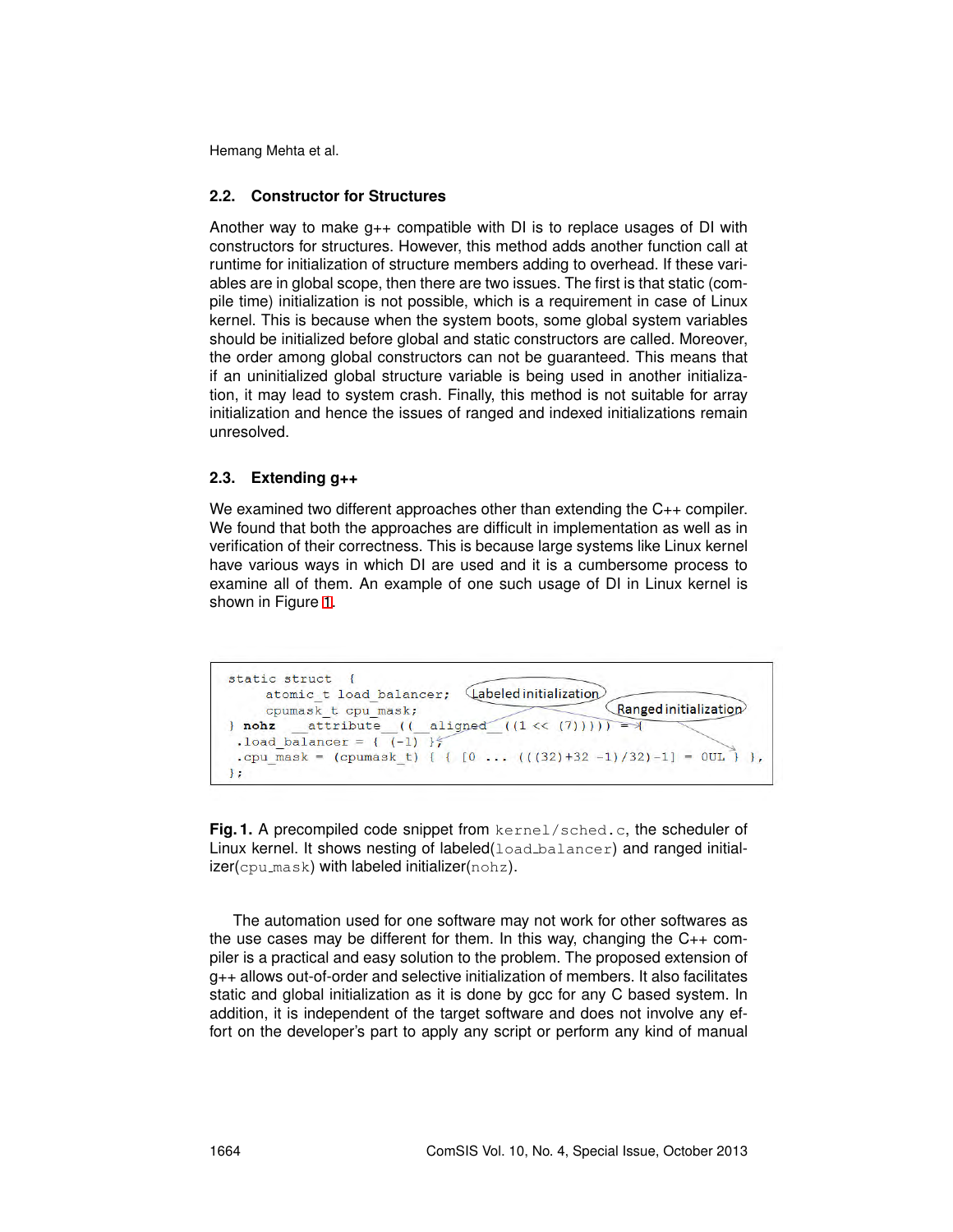## 2.2. Constructor for Structures

Another way to make g++ compatible with DI is to replace usages of DI with constructors for structures. However, this method adds another function call at runtime for initialization of structure members adding to overhead. If these variables are in global scope, then there are two issues. The first is that static (compile time) initialization is not possible, which is a requirement in case of Linux kernel. This is because when the system boots, some global system variables should be initialized before global and static constructors are called. Moreover, the order among global constructors can not be guaranteed. This means that if an uninitialized global structure variable is being used in another initialization, it may lead to system crash. Finally, this method is not suitable for array initialization and hence the issues of ranged and indexed initializations remain unresolved.

## 2.3. Extending g++

We examined two different approaches other than extending the C++ compiler. We found that both the approaches are difficult in implementation as well as in verification of their correctness. This is because large systems like Linux kernel have various ways in which DI are used and it is a cumbersome process to examine all of them. An example of one such usage of DI in Linux kernel is shown in Figure 1.

```
static struct  {
     atomic_t load_balancer;      Labeled initialization
     cpumask_t cpu_mask;                                  Ranged initialization
} nohz   __attribute__((__aligned__((1 << (7))))) = {
 .load_balancer = { (-1) },
 .cpu_mask = (cpumask_t) { { [0 ... (((32)+32 -1)/32)-1] = 0UL } },
};
```

**Fig. 1.** A precompiled code snippet from `kernel/sched.c`, the scheduler of Linux kernel. It shows nesting of labeled(`load_balancer`) and ranged initializer(`cpu_mask`) with labeled initializer(`nohz`).

The automation used for one software may not work for other softwares as the use cases may be different for them. In this way, changing the C++ compiler is a practical and easy solution to the problem. The proposed extension of g++ allows out-of-order and selective initialization of members. It also facilitates static and global initialization as it is done by gcc for any C based system. In addition, it is independent of the target software and does not involve any effort on the developer's part to apply any script or perform any kind of manual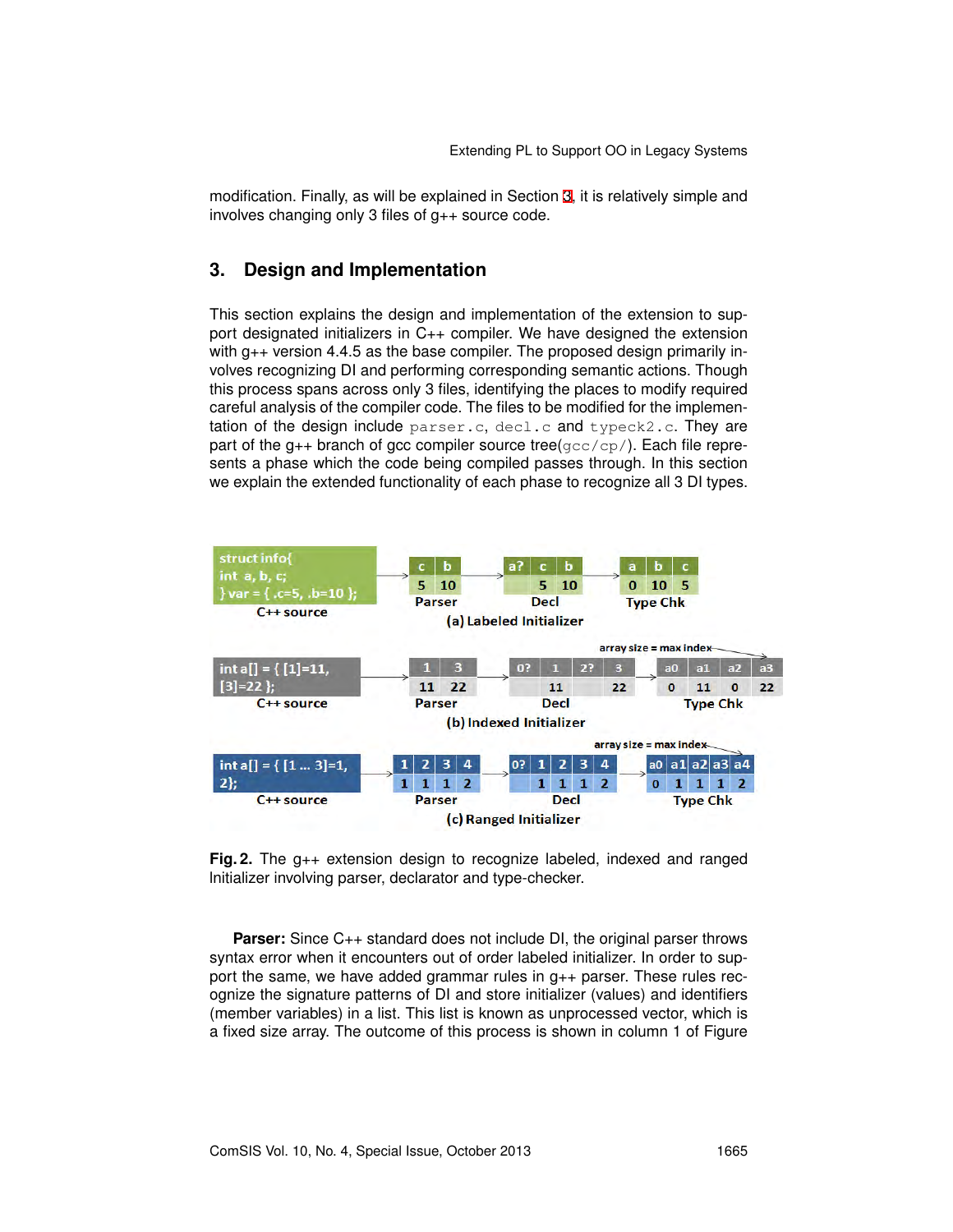modification. Finally, as will be explained in Section 3, it is relatively simple and involves changing only 3 files of g++ source code.

## 3. Design and Implementation

This section explains the design and implementation of the extension to support designated initializers in C++ compiler. We have designed the extension with g++ version 4.4.5 as the base compiler. The proposed design primarily involves recognizing DI and performing corresponding semantic actions. Though this process spans across only 3 files, identifying the places to modify required careful analysis of the compiler code. The files to be modified for the implementation of the design include `parser.c`, `decl.c` and `typeck2.c`. They are part of the g++ branch of gcc compiler source tree(`gcc/cp/`). Each file represents a phase which the code being compiled passes through. In this section we explain the extended functionality of each phase to recognize all 3 DI types.

**Fig. 2.** The g++ extension design to recognize labeled, indexed and ranged Initializer involving parser, declarator and type-checker.

**Parser:** Since C++ standard does not include DI, the original parser throws syntax error when it encounters out of order labeled initializer. In order to support the same, we have added grammar rules in g++ parser. These rules recognize the signature patterns of DI and store initializer (values) and identifiers (member variables) in a list. This list is known as unprocessed vector, which is a fixed size array. The outcome of this process is shown in column 1 of Figure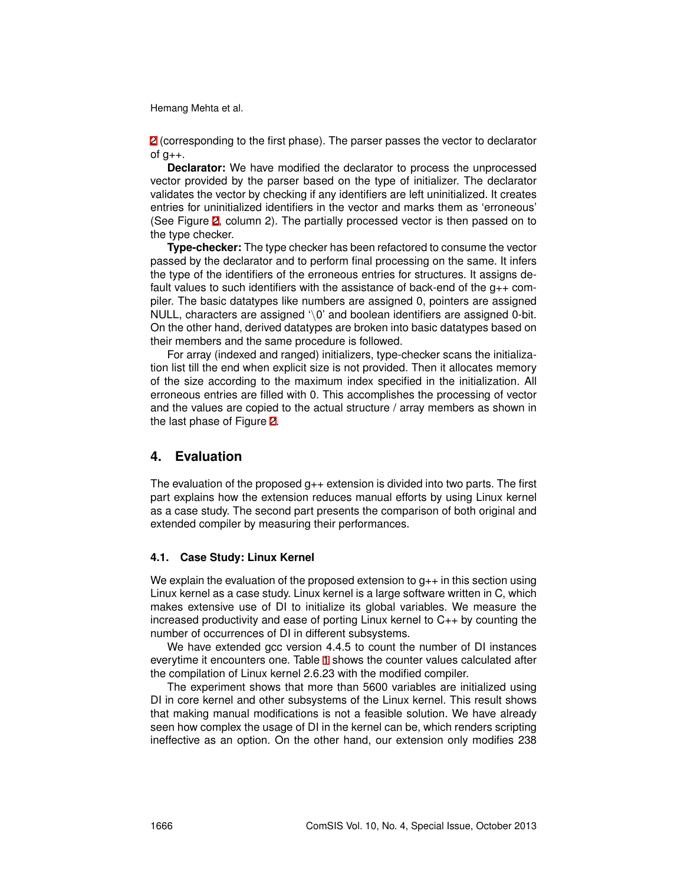2 (corresponding to the first phase). The parser passes the vector to declarator of g++.

**Declarator:** We have modified the declarator to process the unprocessed vector provided by the parser based on the type of initializer. The declarator validates the vector by checking if any identifiers are left uninitialized. It creates entries for uninitialized identifiers in the vector and marks them as 'erroneous' (See Figure 2, column 2). The partially processed vector is then passed on to the type checker.

**Type-checker:** The type checker has been refactored to consume the vector passed by the declarator and to perform final processing on the same. It infers the type of the identifiers of the erroneous entries for structures. It assigns default values to such identifiers with the assistance of back-end of the g++ compiler. The basic datatypes like numbers are assigned 0, pointers are assigned NULL, characters are assigned '\0' and boolean identifiers are assigned 0-bit. On the other hand, derived datatypes are broken into basic datatypes based on their members and the same procedure is followed.

For array (indexed and ranged) initializers, type-checker scans the initialization list till the end when explicit size is not provided. Then it allocates memory of the size according to the maximum index specified in the initialization. All erroneous entries are filled with 0. This accomplishes the processing of vector and the values are copied to the actual structure / array members as shown in the last phase of Figure 2.

## 4. Evaluation

The evaluation of the proposed g++ extension is divided into two parts. The first part explains how the extension reduces manual efforts by using Linux kernel as a case study. The second part presents the comparison of both original and extended compiler by measuring their performances.

### 4.1. Case Study: Linux Kernel

We explain the evaluation of the proposed extension to g++ in this section using Linux kernel as a case study. Linux kernel is a large software written in C, which makes extensive use of DI to initialize its global variables. We measure the increased productivity and ease of porting Linux kernel to C++ by counting the number of occurrences of DI in different subsystems.

We have extended gcc version 4.4.5 to count the number of DI instances everytime it encounters one. Table 1 shows the counter values calculated after the compilation of Linux kernel 2.6.23 with the modified compiler.

The experiment shows that more than 5600 variables are initialized using DI in core kernel and other subsystems of the Linux kernel. This result shows that making manual modifications is not a feasible solution. We have already seen how complex the usage of DI in the kernel can be, which renders scripting ineffective as an option. On the other hand, our extension only modifies 238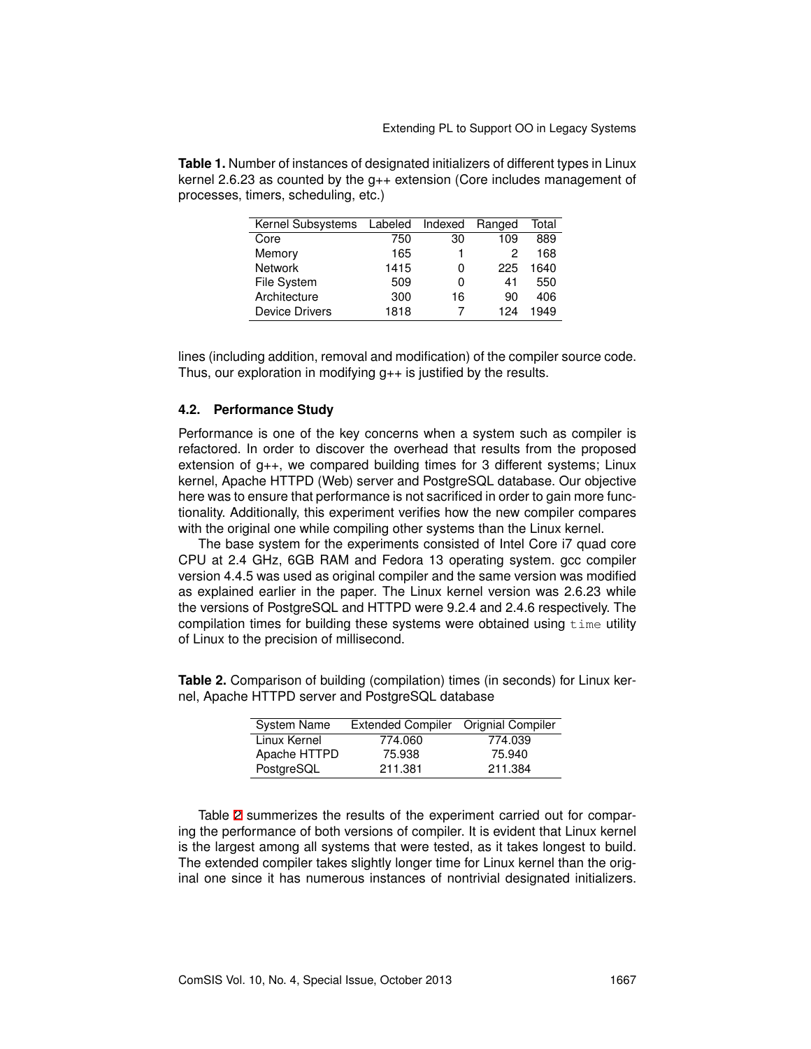**Table 1.** Number of instances of designated initializers of different types in Linux kernel 2.6.23 as counted by the g++ extension (Core includes management of processes, timers, scheduling, etc.)

| Kernel Subsystems | Labeled | Indexed | Ranged | Total |
|---|---|---|---|---|
| Core | 750 | 30 | 109 | 889 |
| Memory | 165 | 1 | 2 | 168 |
| Network | 1415 | 0 | 225 | 1640 |
| File System | 509 | 0 | 41 | 550 |
| Architecture | 300 | 16 | 90 | 406 |
| Device Drivers | 1818 | 7 | 124 | 1949 |

lines (including addition, removal and modification) of the compiler source code. Thus, our exploration in modifying g++ is justified by the results.

### 4.2. Performance Study

Performance is one of the key concerns when a system such as compiler is refactored. In order to discover the overhead that results from the proposed extension of g++, we compared building times for 3 different systems; Linux kernel, Apache HTTPD (Web) server and PostgreSQL database. Our objective here was to ensure that performance is not sacrificed in order to gain more functionality. Additionally, this experiment verifies how the new compiler compares with the original one while compiling other systems than the Linux kernel.

The base system for the experiments consisted of Intel Core i7 quad core CPU at 2.4 GHz, 6GB RAM and Fedora 13 operating system. gcc compiler version 4.4.5 was used as original compiler and the same version was modified as explained earlier in the paper. The Linux kernel version was 2.6.23 while the versions of PostgreSQL and HTTPD were 9.2.4 and 2.4.6 respectively. The compilation times for building these systems were obtained using `time` utility of Linux to the precision of millisecond.

**Table 2.** Comparison of building (compilation) times (in seconds) for Linux kernel, Apache HTTPD server and PostgreSQL database

| System Name | Extended Compiler | Orignial Compiler |
|---|---|---|
| Linux Kernel | 774.060 | 774.039 |
| Apache HTTPD | 75.938 | 75.940 |
| PostgreSQL | 211.381 | 211.384 |

Table 2 summerizes the results of the experiment carried out for comparing the performance of both versions of compiler. It is evident that Linux kernel is the largest among all systems that were tested, as it takes longest to build. The extended compiler takes slightly longer time for Linux kernel than the original one since it has numerous instances of nontrivial designated initializers.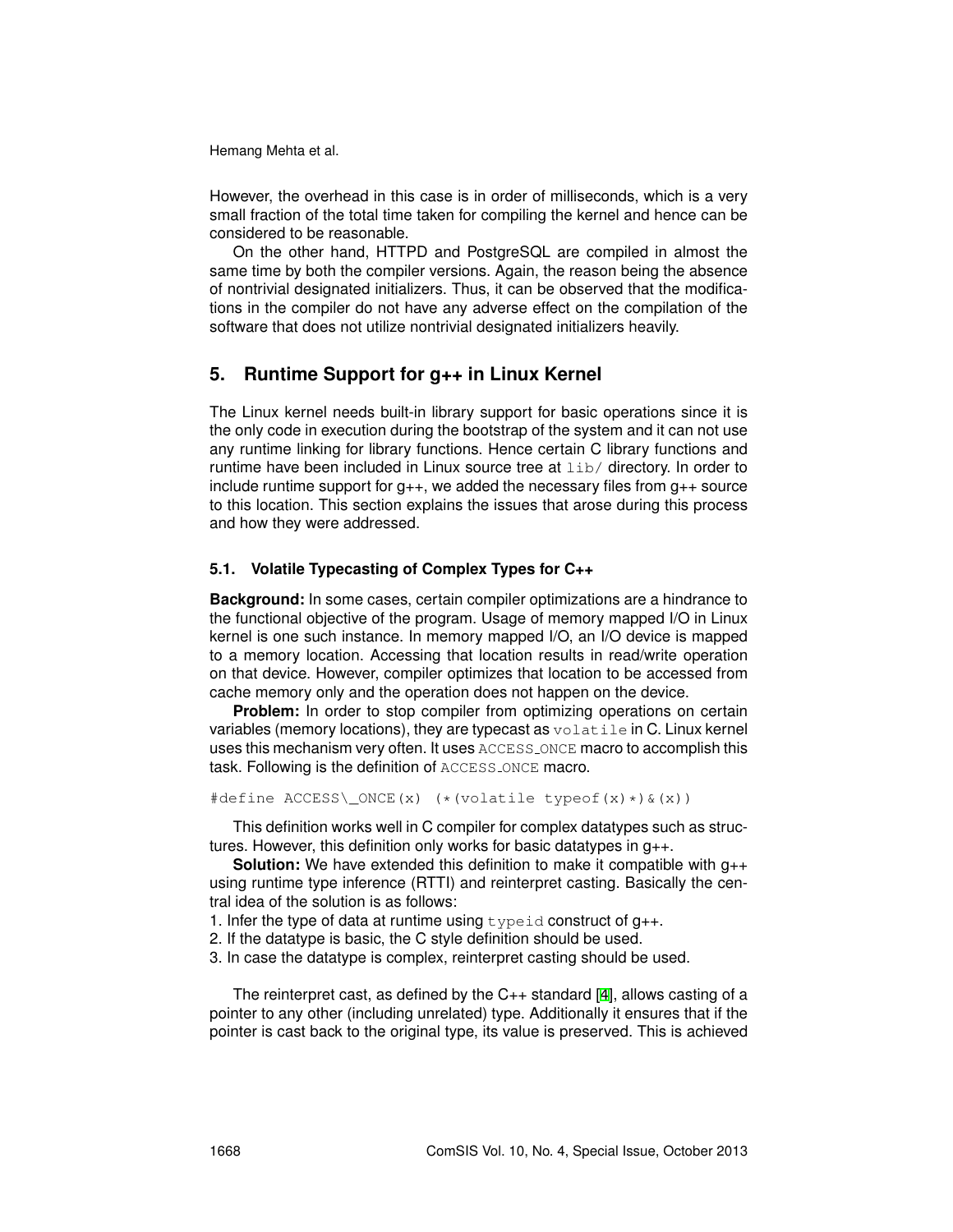However, the overhead in this case is in order of milliseconds, which is a very small fraction of the total time taken for compiling the kernel and hence can be considered to be reasonable.

On the other hand, HTTPD and PostgreSQL are compiled in almost the same time by both the compiler versions. Again, the reason being the absence of nontrivial designated initializers. Thus, it can be observed that the modifications in the compiler do not have any adverse effect on the compilation of the software that does not utilize nontrivial designated initializers heavily.

## 5. Runtime Support for g++ in Linux Kernel

The Linux kernel needs built-in library support for basic operations since it is the only code in execution during the bootstrap of the system and it can not use any runtime linking for library functions. Hence certain C library functions and runtime have been included in Linux source tree at `lib/` directory. In order to include runtime support for g++, we added the necessary files from g++ source to this location. This section explains the issues that arose during this process and how they were addressed.

### 5.1. Volatile Typecasting of Complex Types for C++

**Background:** In some cases, certain compiler optimizations are a hindrance to the functional objective of the program. Usage of memory mapped I/O in Linux kernel is one such instance. In memory mapped I/O, an I/O device is mapped to a memory location. Accessing that location results in read/write operation on that device. However, compiler optimizes that location to be accessed from cache memory only and the operation does not happen on the device.

**Problem:** In order to stop compiler from optimizing operations on certain variables (memory locations), they are typecast as `volatile` in C. Linux kernel uses this mechanism very often. It uses `ACCESS_ONCE` macro to accomplish this task. Following is the definition of `ACCESS_ONCE` macro.

```
#define ACCESS\_ONCE(x) (*(volatile typeof(x)*)&(x))
```

This definition works well in C compiler for complex datatypes such as structures. However, this definition only works for basic datatypes in g++.

**Solution:** We have extended this definition to make it compatible with g++ using runtime type inference (RTTI) and reinterpret casting. Basically the central idea of the solution is as follows:

1. Infer the type of data at runtime using `typeid` construct of g++.
2. If the datatype is basic, the C style definition should be used.
3. In case the datatype is complex, reinterpret casting should be used.

The reinterpret cast, as defined by the C++ standard [4], allows casting of a pointer to any other (including unrelated) type. Additionally it ensures that if the pointer is cast back to the original type, its value is preserved. This is achieved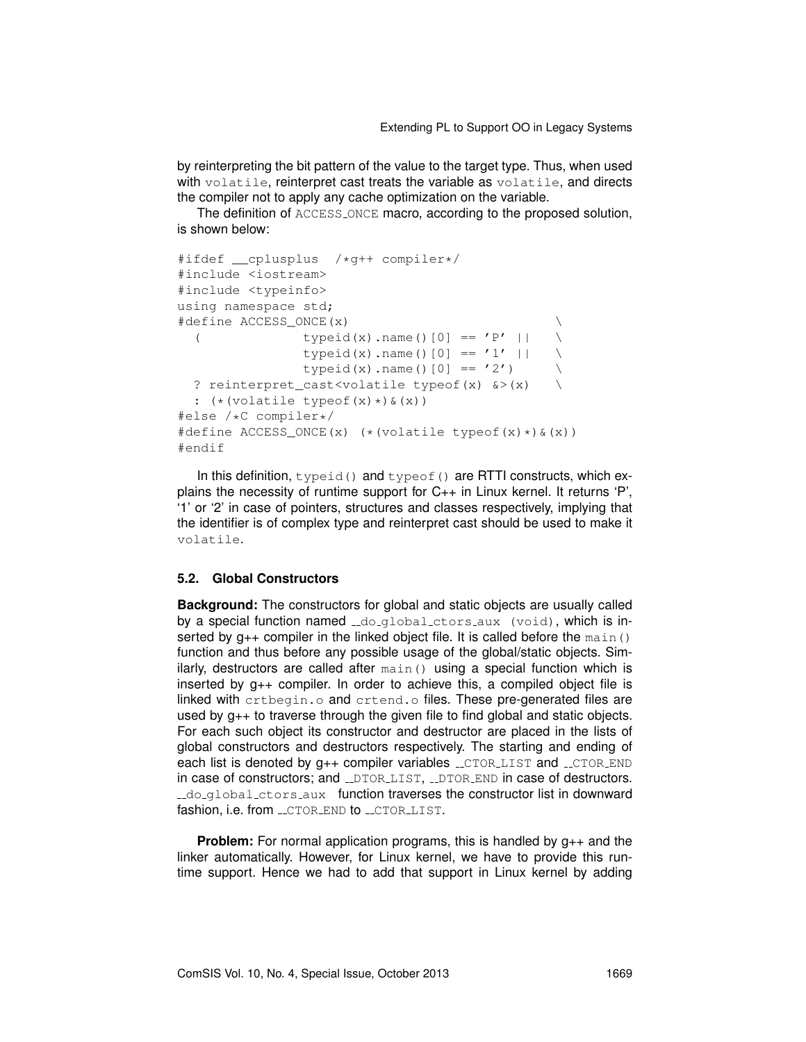by reinterpreting the bit pattern of the value to the target type. Thus, when used with `volatile`, reinterpret cast treats the variable as `volatile`, and directs the compiler not to apply any cache optimization on the variable.

The definition of `ACCESS_ONCE` macro, according to the proposed solution, is shown below:

```
#ifdef __cplusplus  /*g++ compiler*/
#include <iostream>
#include <typeinfo>
using namespace std;
#define ACCESS_ONCE(x)                              \
  (             typeid(x).name()[0] == 'P' ||      \
                typeid(x).name()[0] == '1' ||      \
                typeid(x).name()[0] == '2')        \
  ? reinterpret_cast<volatile typeof(x) &>(x)      \
  : (*(volatile typeof(x)*)&(x))
#else /*C compiler*/
#define ACCESS_ONCE(x) (*(volatile typeof(x)*)&(x))
#endif
```

In this definition, `typeid()` and `typeof()` are RTTI constructs, which explains the necessity of runtime support for C++ in Linux kernel. It returns 'P', '1' or '2' in case of pointers, structures and classes respectively, implying that the identifier is of complex type and reinterpret cast should be used to make it `volatile`.

### 5.2. Global Constructors

**Background:** The constructors for global and static objects are usually called by a special function named `__do_global_ctors_aux (void)`, which is inserted by g++ compiler in the linked object file. It is called before the `main()` function and thus before any possible usage of the global/static objects. Similarly, destructors are called after `main()` using a special function which is inserted by g++ compiler. In order to achieve this, a compiled object file is linked with `crtbegin.o` and `crtend.o` files. These pre-generated files are used by g++ to traverse through the given file to find global and static objects. For each such object its constructor and destructor are placed in the lists of global constructors and destructors respectively. The starting and ending of each list is denoted by g++ compiler variables `__CTOR_LIST` and `__CTOR_END` in case of constructors; and `__DTOR_LIST`, `__DTOR_END` in case of destructors. `__do_global_ctors_aux` function traverses the constructor list in downward fashion, i.e. from `__CTOR_END` to `__CTOR_LIST`.

**Problem:** For normal application programs, this is handled by g++ and the linker automatically. However, for Linux kernel, we have to provide this runtime support. Hence we had to add that support in Linux kernel by adding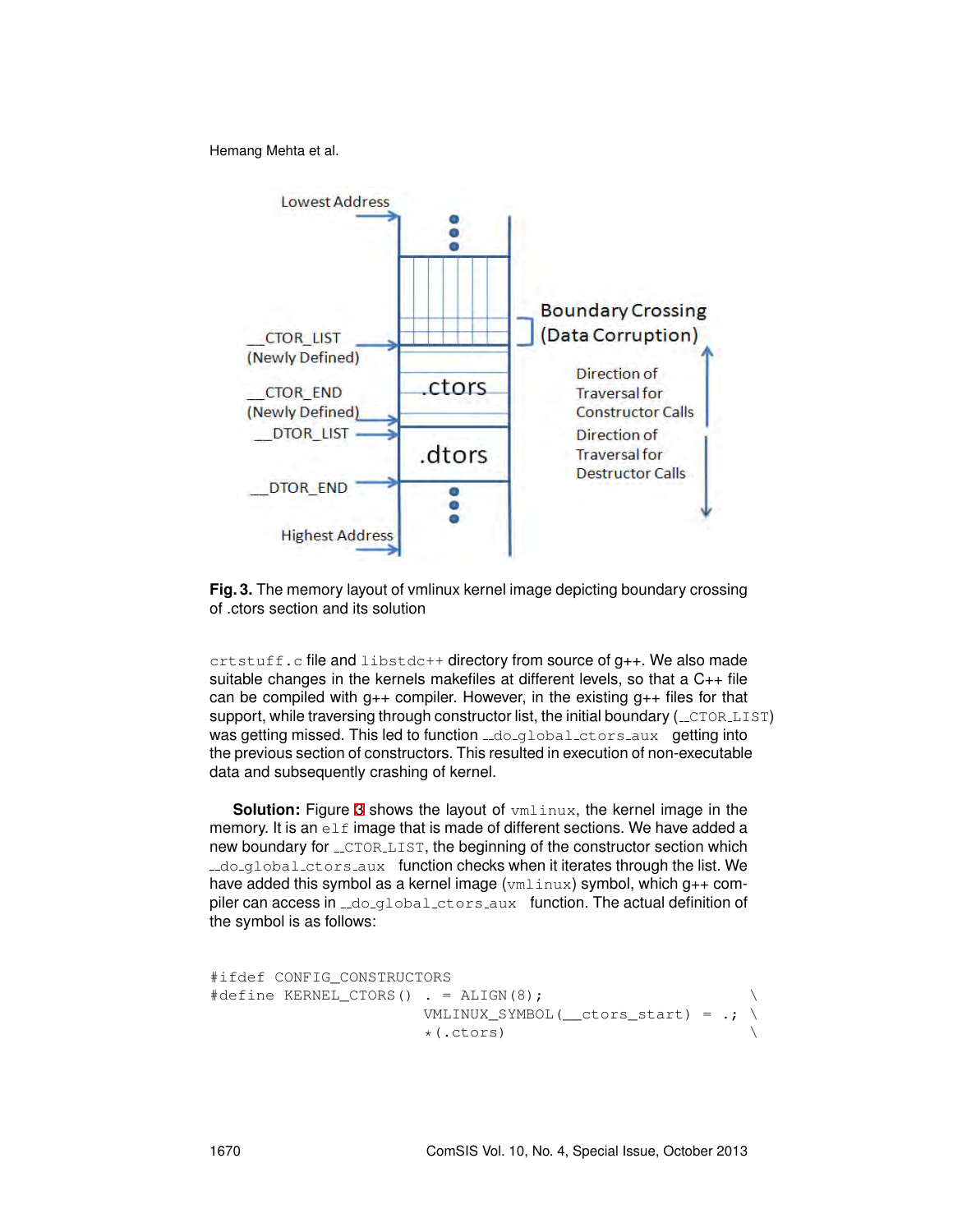Fig. 3. The memory layout of vmlinux kernel image depicting boundary crossing of .ctors section and its solution

crtstuff.c file and libstdc++ directory from source of g++. We also made suitable changes in the kernels makefiles at different levels, so that a C++ file can be compiled with g++ compiler. However, in the existing g++ files for that support, while traversing through constructor list, the initial boundary (__CTOR_LIST) was getting missed. This led to function __do_global_ctors_aux getting into the previous section of constructors. This resulted in execution of non-executable data and subsequently crashing of kernel.

**Solution:** Figure 3 shows the layout of vmlinux, the kernel image in the memory. It is an elf image that is made of different sections. We have added a new boundary for __CTOR_LIST, the beginning of the constructor section which __do_global_ctors_aux function checks when it iterates through the list. We have added this symbol as a kernel image (vmlinux) symbol, which g++ compiler can access in __do_global_ctors_aux function. The actual definition of the symbol is as follows:

```
#ifdef CONFIG_CONSTRUCTORS
#define KERNEL_CTORS()  . = ALIGN(8);                        \
                        VMLINUX_SYMBOL(__ctors_start) = .;   \
                        *(.ctors)                            \
```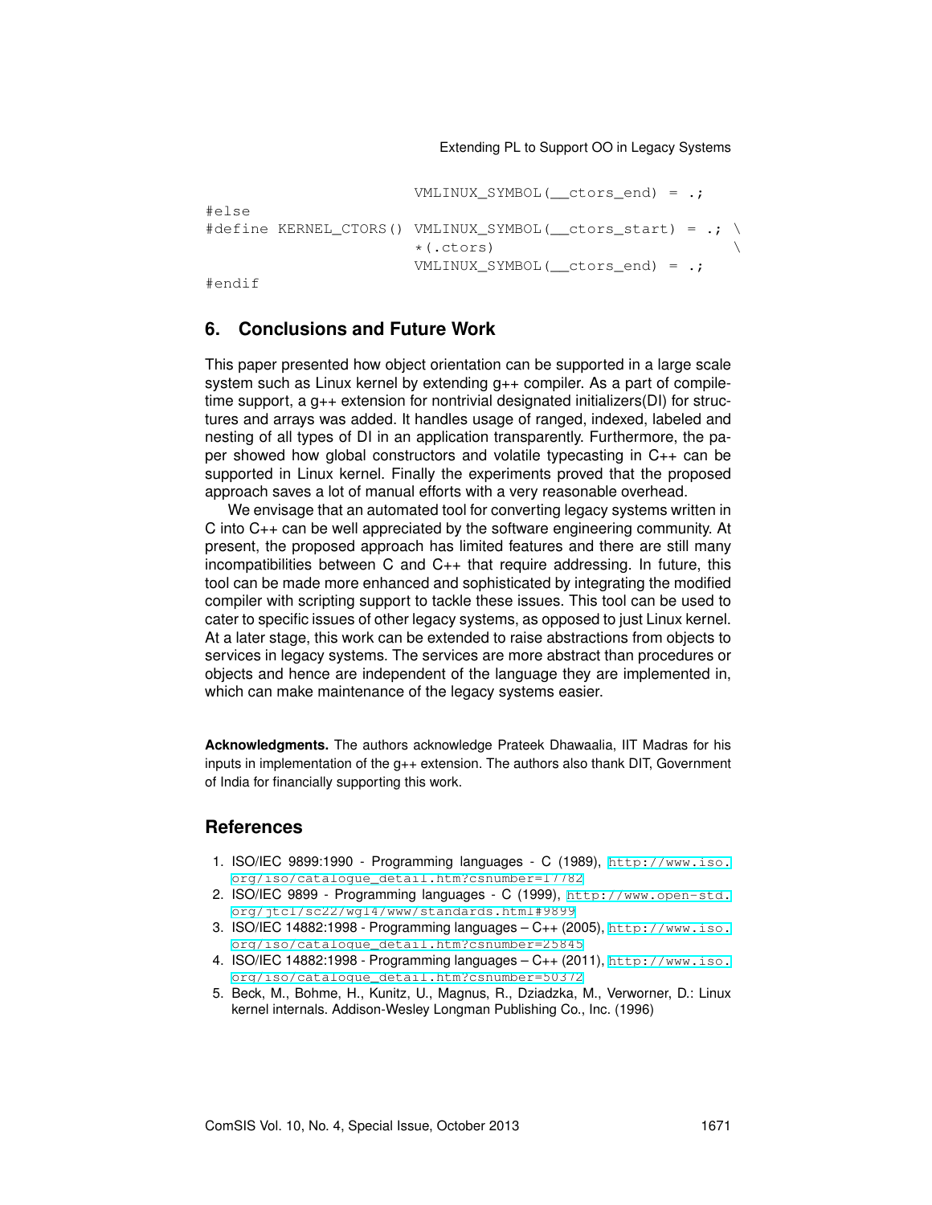```
                         VMLINUX_SYMBOL(__ctors_end) = .;
#else
#define KERNEL_CTORS() VMLINUX_SYMBOL(__ctors_start) = .; \
                         *(.ctors)                          \
                         VMLINUX_SYMBOL(__ctors_end) = .;
#endif
```

## 6. Conclusions and Future Work

This paper presented how object orientation can be supported in a large scale system such as Linux kernel by extending g++ compiler. As a part of compile-time support, a g++ extension for nontrivial designated initializers(DI) for structures and arrays was added. It handles usage of ranged, indexed, labeled and nesting of all types of DI in an application transparently. Furthermore, the paper showed how global constructors and volatile typecasting in C++ can be supported in Linux kernel. Finally the experiments proved that the proposed approach saves a lot of manual efforts with a very reasonable overhead.

We envisage that an automated tool for converting legacy systems written in C into C++ can be well appreciated by the software engineering community. At present, the proposed approach has limited features and there are still many incompatibilities between C and C++ that require addressing. In future, this tool can be made more enhanced and sophisticated by integrating the modified compiler with scripting support to tackle these issues. This tool can be used to cater to specific issues of other legacy systems, as opposed to just Linux kernel. At a later stage, this work can be extended to raise abstractions from objects to services in legacy systems. The services are more abstract than procedures or objects and hence are independent of the language they are implemented in, which can make maintenance of the legacy systems easier.

**Acknowledgments.** The authors acknowledge Prateek Dhawaalia, IIT Madras for his inputs in implementation of the g++ extension. The authors also thank DIT, Government of India for financially supporting this work.

## References

1. ISO/IEC 9899:1990 - Programming languages - C (1989), http://www.iso.org/iso/catalogue_detail.htm?csnumber=17782
2. ISO/IEC 9899 - Programming languages - C (1999), http://www.open-std.org/jtc1/sc22/wg14/www/standards.html#9899
3. ISO/IEC 14882:1998 - Programming languages – C++ (2005), http://www.iso.org/iso/catalogue_detail.htm?csnumber=25845
4. ISO/IEC 14882:1998 - Programming languages – C++ (2011), http://www.iso.org/iso/catalogue_detail.htm?csnumber=50372
5. Beck, M., Bohme, H., Kunitz, U., Magnus, R., Dziadzka, M., Verworner, D.: Linux kernel internals. Addison-Wesley Longman Publishing Co., Inc. (1996)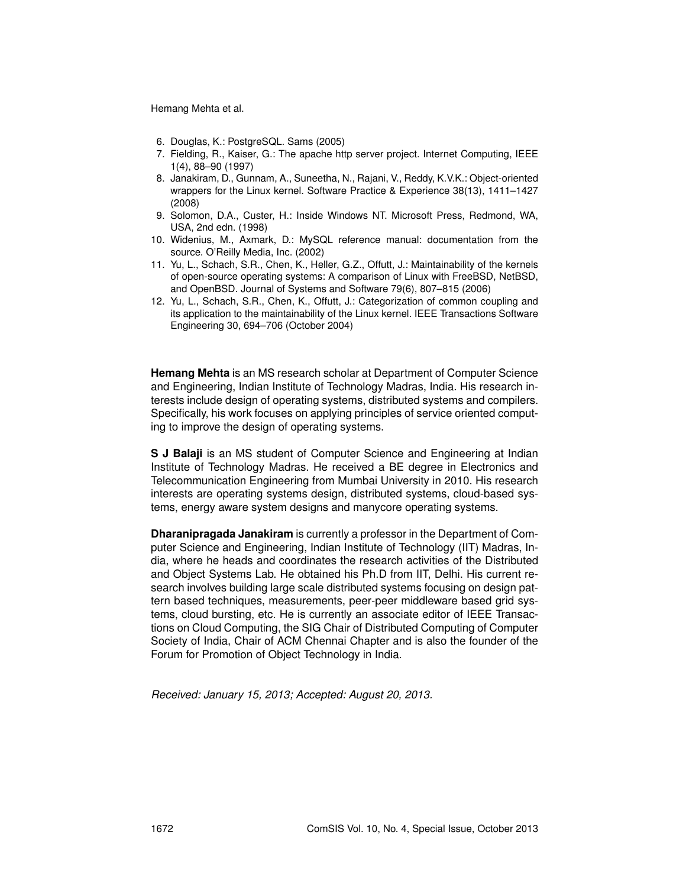6. Douglas, K.: PostgreSQL. Sams (2005)
7. Fielding, R., Kaiser, G.: The apache http server project. Internet Computing, IEEE 1(4), 88–90 (1997)
8. Janakiram, D., Gunnam, A., Suneetha, N., Rajani, V., Reddy, K.V.K.: Object-oriented wrappers for the Linux kernel. Software Practice & Experience 38(13), 1411–1427 (2008)
9. Solomon, D.A., Custer, H.: Inside Windows NT. Microsoft Press, Redmond, WA, USA, 2nd edn. (1998)
10. Widenius, M., Axmark, D.: MySQL reference manual: documentation from the source. O'Reilly Media, Inc. (2002)
11. Yu, L., Schach, S.R., Chen, K., Heller, G.Z., Offutt, J.: Maintainability of the kernels of open-source operating systems: A comparison of Linux with FreeBSD, NetBSD, and OpenBSD. Journal of Systems and Software 79(6), 807–815 (2006)
12. Yu, L., Schach, S.R., Chen, K., Offutt, J.: Categorization of common coupling and its application to the maintainability of the Linux kernel. IEEE Transactions Software Engineering 30, 694–706 (October 2004)

**Hemang Mehta** is an MS research scholar at Department of Computer Science and Engineering, Indian Institute of Technology Madras, India. His research interests include design of operating systems, distributed systems and compilers. Specifically, his work focuses on applying principles of service oriented computing to improve the design of operating systems.

**S J Balaji** is an MS student of Computer Science and Engineering at Indian Institute of Technology Madras. He received a BE degree in Electronics and Telecommunication Engineering from Mumbai University in 2010. His research interests are operating systems design, distributed systems, cloud-based systems, energy aware system designs and manycore operating systems.

**Dharanipragada Janakiram** is currently a professor in the Department of Computer Science and Engineering, Indian Institute of Technology (IIT) Madras, India, where he heads and coordinates the research activities of the Distributed and Object Systems Lab. He obtained his Ph.D from IIT, Delhi. His current research involves building large scale distributed systems focusing on design pattern based techniques, measurements, peer-peer middleware based grid systems, cloud bursting, etc. He is currently an associate editor of IEEE Transactions on Cloud Computing, the SIG Chair of Distributed Computing of Computer Society of India, Chair of ACM Chennai Chapter and is also the founder of the Forum for Promotion of Object Technology in India.

*Received: January 15, 2013; Accepted: August 20, 2013.*